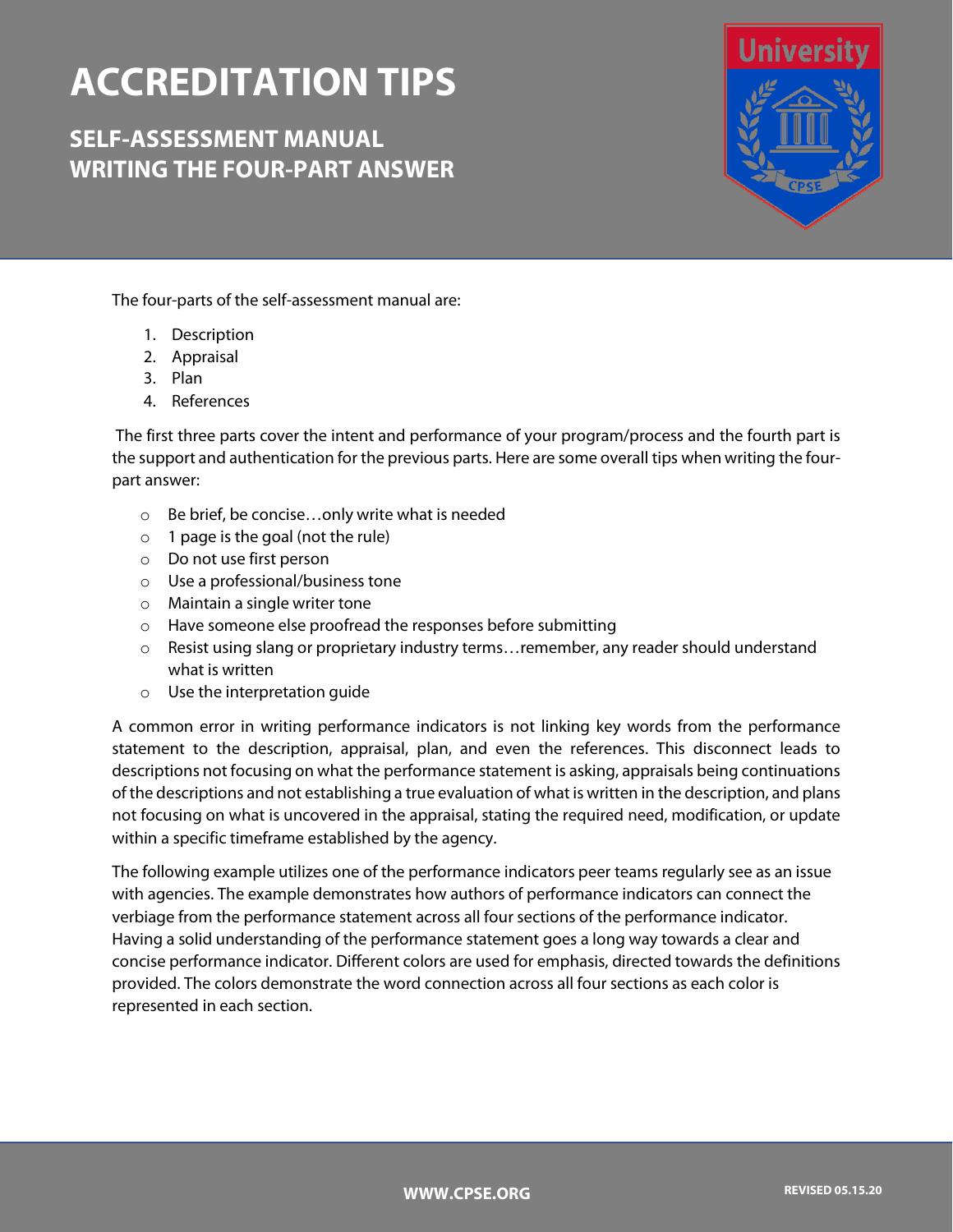# ACCREDITATION TIPS

## SELF-ASSESSMENT MANUAL WRITING THE FOUR-PART ANSWER

The four-parts of the self-assessment manual are:

1. Description
2. Appraisal
3. Plan
4. References

The first three parts cover the intent and performance of your program/process and the fourth part is the support and authentication for the previous parts. Here are some overall tips when writing the four-part answer:

- Be brief, be concise…only write what is needed
- 1 page is the goal (not the rule)
- Do not use first person
- Use a professional/business tone
- Maintain a single writer tone
- Have someone else proofread the responses before submitting
- Resist using slang or proprietary industry terms…remember, any reader should understand what is written
- Use the interpretation guide

A common error in writing performance indicators is not linking key words from the performance statement to the description, appraisal, plan, and even the references. This disconnect leads to descriptions not focusing on what the performance statement is asking, appraisals being continuations of the descriptions and not establishing a true evaluation of what is written in the description, and plans not focusing on what is uncovered in the appraisal, stating the required need, modification, or update within a specific timeframe established by the agency.

The following example utilizes one of the performance indicators peer teams regularly see as an issue with agencies. The example demonstrates how authors of performance indicators can connect the verbiage from the performance statement across all four sections of the performance indicator. Having a solid understanding of the performance statement goes a long way towards a clear and concise performance indicator. Different colors are used for emphasis, directed towards the definitions provided. The colors demonstrate the word connection across all four sections as each color is represented in each section.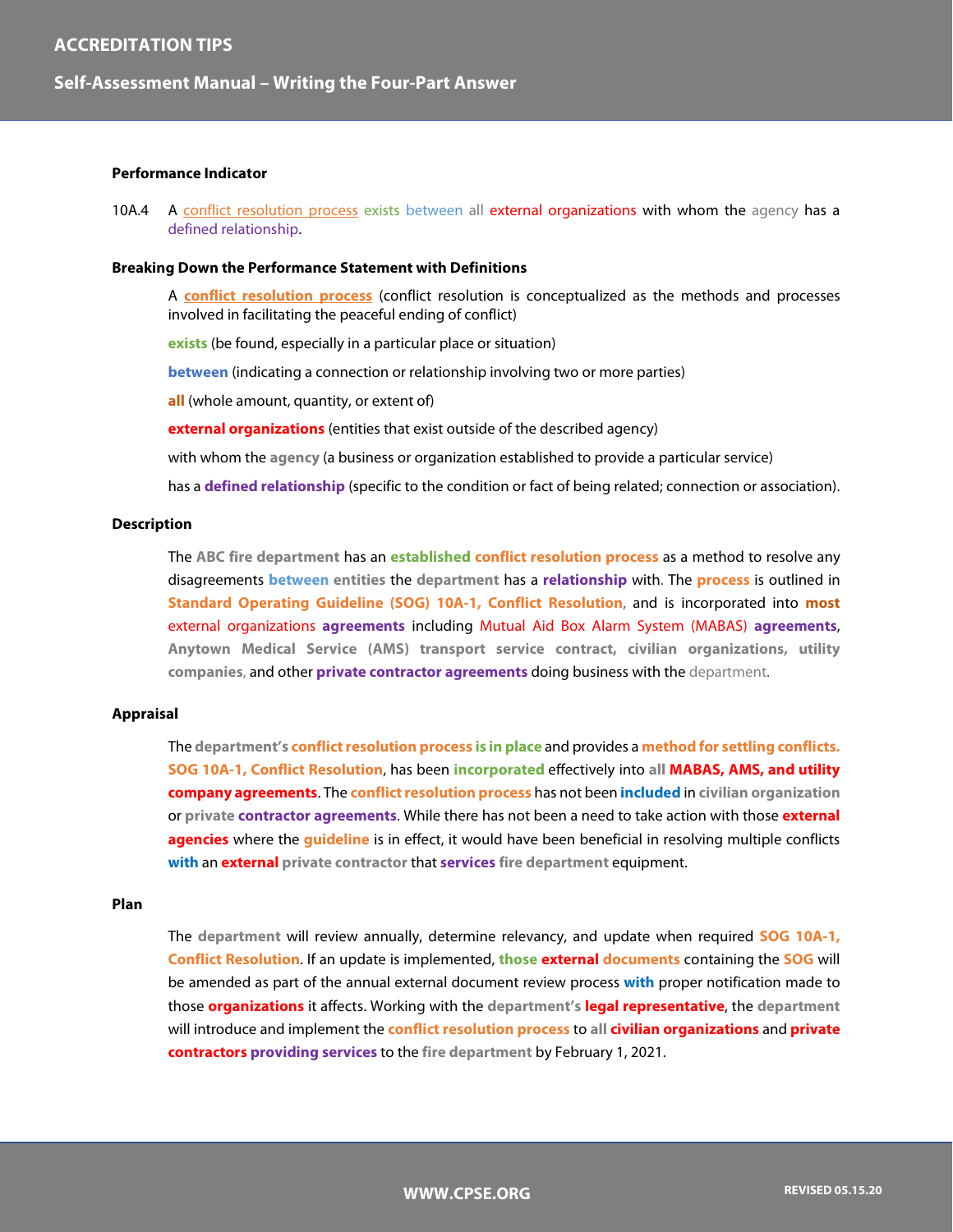**Performance Indicator**

10A.4 A conflict resolution process exists between all external organizations with whom the agency has a defined relationship.

**Breaking Down the Performance Statement with Definitions**

A **conflict resolution process** (conflict resolution is conceptualized as the methods and processes involved in facilitating the peaceful ending of conflict)

**exists** (be found, especially in a particular place or situation)

**between** (indicating a connection or relationship involving two or more parties)

**all** (whole amount, quantity, or extent of)

**external organizations** (entities that exist outside of the described agency)

with whom the **agency** (a business or organization established to provide a particular service)

has a **defined relationship** (specific to the condition or fact of being related; connection or association).

**Description**

The **ABC fire department** has an **established conflict resolution process** as a method to resolve any disagreements **between entities** the **department** has a **relationship** with. The **process** is outlined in **Standard Operating Guideline (SOG) 10A-1, Conflict Resolution**, and is incorporated into **most** external organizations **agreements** including Mutual Aid Box Alarm System (MABAS) **agreements**, **Anytown Medical Service (AMS) transport service contract, civilian organizations, utility companies**, and other **private contractor agreements** doing business with the department.

**Appraisal**

The **department's conflict resolution process is in place** and provides a **method for settling conflicts. SOG 10A-1, Conflict Resolution**, has been **incorporated** effectively into **all MABAS, AMS, and utility company agreements**. The **conflict resolution process** has not been **included** in **civilian organization** or **private contractor agreements**. While there has not been a need to take action with those **external agencies** where the **guideline** is in effect, it would have been beneficial in resolving multiple conflicts **with** an **external private contractor** that **services fire department** equipment.

**Plan**

The **department** will review annually, determine relevancy, and update when required **SOG 10A-1, Conflict Resolution**. If an update is implemented, **those external documents** containing the **SOG** will be amended as part of the annual external document review process **with** proper notification made to those **organizations** it affects. Working with the **department's legal representative**, the **department** will introduce and implement the **conflict resolution process** to **all civilian organizations** and **private contractors providing services** to the **fire department** by February 1, 2021.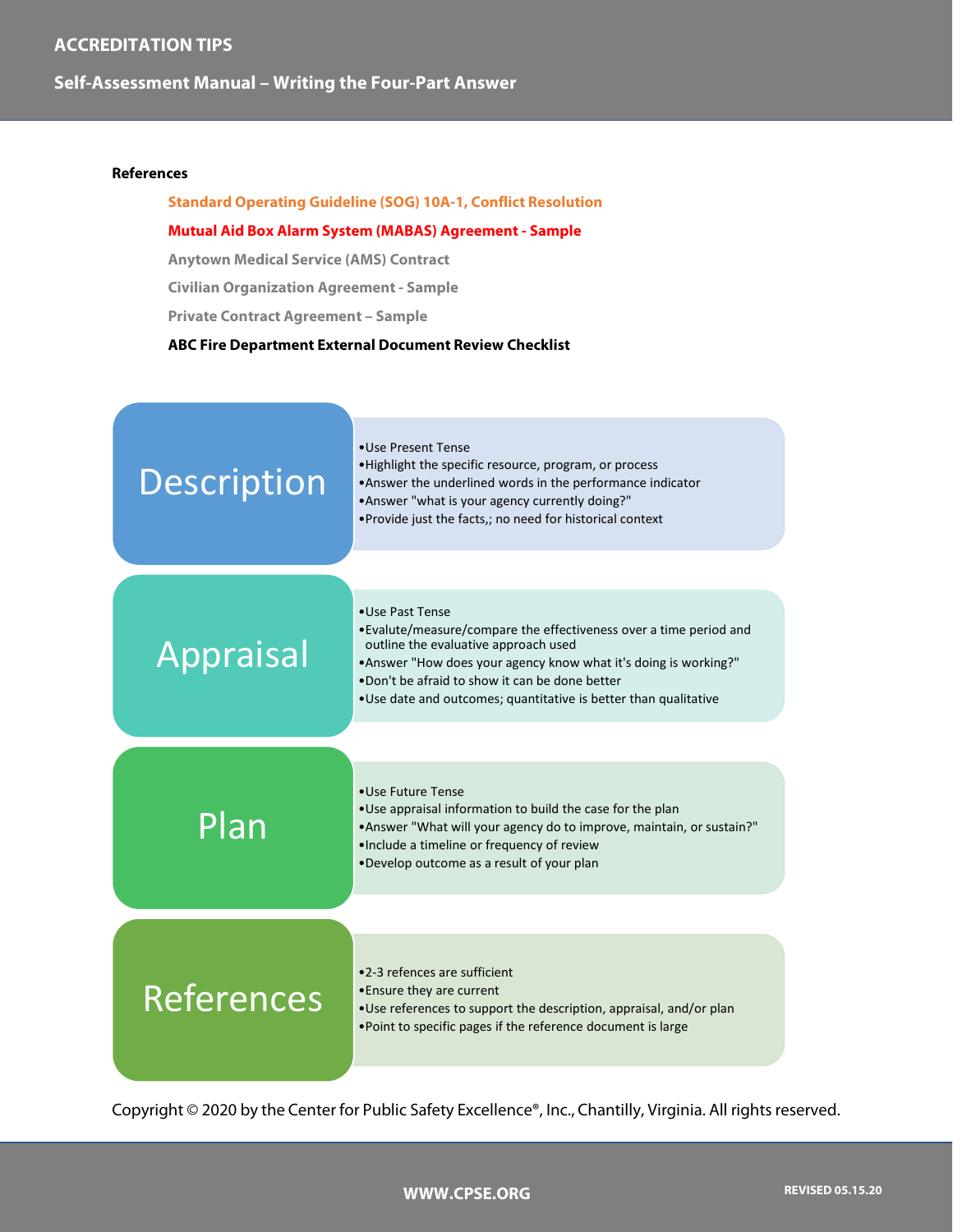**References**

Standard Operating Guideline (SOG) 10A-1, Conflict Resolution

Mutual Aid Box Alarm System (MABAS) Agreement - Sample

Anytown Medical Service (AMS) Contract

Civilian Organization Agreement - Sample

Private Contract Agreement – Sample

ABC Fire Department External Document Review Checklist

## Description

- Use Present Tense
- Highlight the specific resource, program, or process
- Answer the underlined words in the performance indicator
- Answer "what is your agency currently doing?"
- Provide just the facts,; no need for historical context

## Appraisal

- Use Past Tense
- Evalute/measure/compare the effectiveness over a time period and outline the evaluative approach used
- Answer "How does your agency know what it's doing is working?"
- Don't be afraid to show it can be done better
- Use date and outcomes; quantitative is better than qualitative

## Plan

- Use Future Tense
- Use appraisal information to build the case for the plan
- Answer "What will your agency do to improve, maintain, or sustain?"
- Include a timeline or frequency of review
- Develop outcome as a result of your plan

## References

- 2-3 refences are sufficient
- Ensure they are current
- Use references to support the description, appraisal, and/or plan
- Point to specific pages if the reference document is large

Copyright © 2020 by the Center for Public Safety Excellence®, Inc., Chantilly, Virginia. All rights reserved.